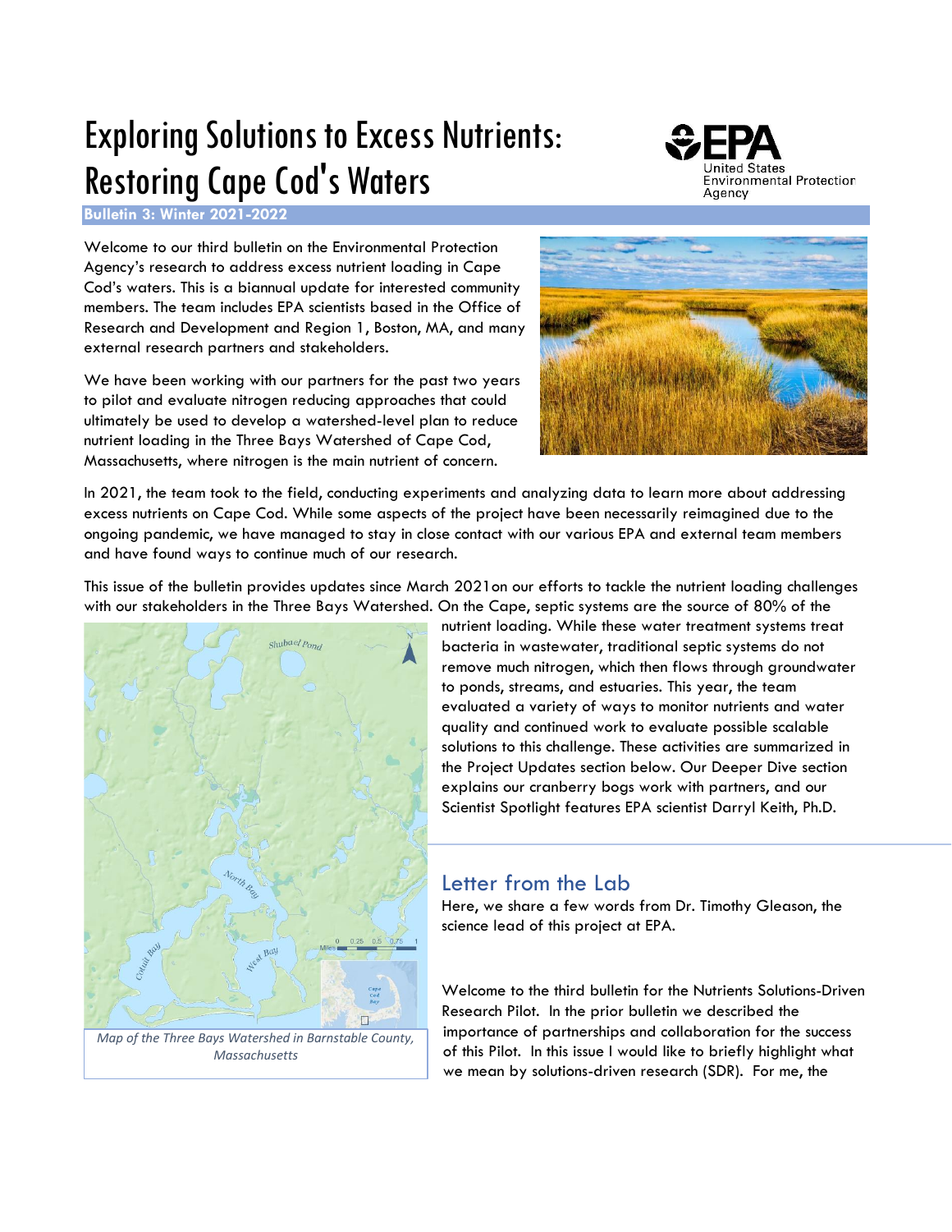# Exploring Solutions to Excess Nutrients: Restoring Cape Cod's Waters

**Bulletin 3: Winter 2021-2022**

Welcome to our third bulletin on the Environmental Protection Agency's research to address excess nutrient loading in Cape Cod's waters. This is a biannual update for interested community members. The team includes EPA scientists based in the Office of Research and Development and Region 1, Boston, MA, and many external research partners and stakeholders.

We have been working with our partners for the past two years to pilot and evaluate nitrogen reducing approaches that could ultimately be used to develop a watershed-level plan to reduce nutrient loading in the Three Bays Watershed of Cape Cod, Massachusetts, where nitrogen is the main nutrient of concern.

In 2021, the team took to the field, conducting experiments and analyzing data to learn more about addressing excess nutrients on Cape Cod. While some aspects of the project have been necessarily reimagined due to the ongoing pandemic, we have managed to stay in close contact with our various EPA and external team members and have found ways to continue much of our research.

This issue of the bulletin provides updates since March 2021on our efforts to tackle the nutrient loading challenges with our stakeholders in the Three Bays Watershed. On the Cape, septic systems are the source of 80% of the nutrient loading. While these water treatment systems treat bacteria in wastewater, traditional septic systems do not remove much nitrogen, which then flows through groundwater to ponds, streams, and estuaries. This year, the team evaluated a variety of ways to monitor nutrients and water quality and continued work to evaluate possible scalable solutions to this challenge. These activities are summarized in the Project Updates section below. Our Deeper Dive section explains our cranberry bogs work with partners, and our Scientist Spotlight features EPA scientist Darryl Keith, Ph.D.

*Map of the Three Bays Watershed in Barnstable County, Massachusetts*

## Letter from the Lab

Here, we share a few words from Dr. Timothy Gleason, the science lead of this project at EPA.

Welcome to the third bulletin for the Nutrients Solutions-Driven Research Pilot. In the prior bulletin we described the importance of partnerships and collaboration for the success of this Pilot. In this issue I would like to briefly highlight what we mean by solutions-driven research (SDR). For me, the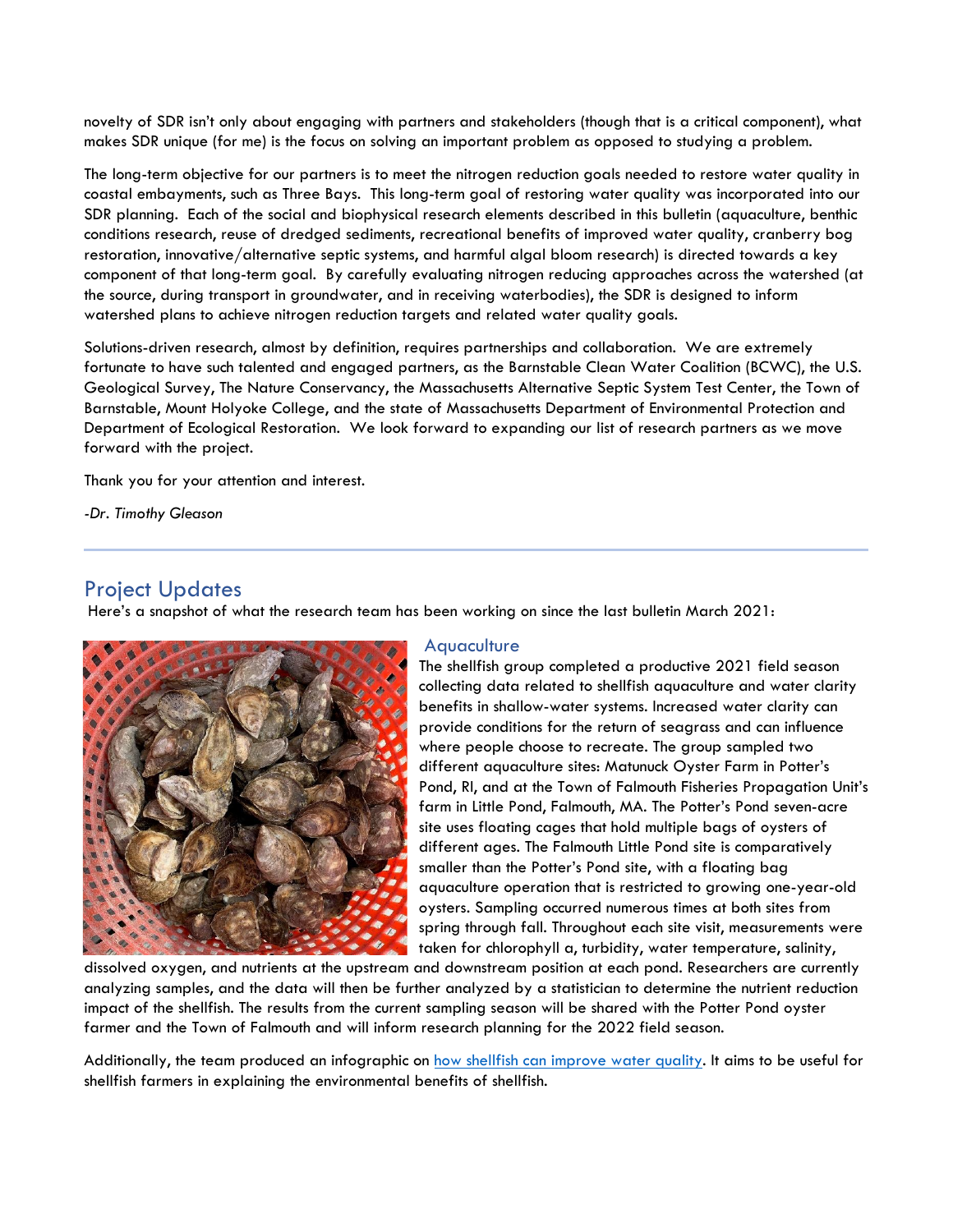novelty of SDR isn't only about engaging with partners and stakeholders (though that is a critical component), what makes SDR unique (for me) is the focus on solving an important problem as opposed to studying a problem.

The long-term objective for our partners is to meet the nitrogen reduction goals needed to restore water quality in coastal embayments, such as Three Bays. This long-term goal of restoring water quality was incorporated into our SDR planning. Each of the social and biophysical research elements described in this bulletin (aquaculture, benthic conditions research, reuse of dredged sediments, recreational benefits of improved water quality, cranberry bog restoration, innovative/alternative septic systems, and harmful algal bloom research) is directed towards a key component of that long-term goal. By carefully evaluating nitrogen reducing approaches across the watershed (at the source, during transport in groundwater, and in receiving waterbodies), the SDR is designed to inform watershed plans to achieve nitrogen reduction targets and related water quality goals.

Solutions-driven research, almost by definition, requires partnerships and collaboration. We are extremely fortunate to have such talented and engaged partners, as the Barnstable Clean Water Coalition (BCWC), the U.S. Geological Survey, The Nature Conservancy, the Massachusetts Alternative Septic System Test Center, the Town of Barnstable, Mount Holyoke College, and the state of Massachusetts Department of Environmental Protection and Department of Ecological Restoration. We look forward to expanding our list of research partners as we move forward with the project.

Thank you for your attention and interest.

*-Dr. Timothy Gleason*

---

## Project Updates

Here's a snapshot of what the research team has been working on since the last bulletin March 2021:

### Aquaculture

The shellfish group completed a productive 2021 field season collecting data related to shellfish aquaculture and water clarity benefits in shallow-water systems. Increased water clarity can provide conditions for the return of seagrass and can influence where people choose to recreate. The group sampled two different aquaculture sites: Matunuck Oyster Farm in Potter's Pond, RI, and at the Town of Falmouth Fisheries Propagation Unit's farm in Little Pond, Falmouth, MA. The Potter's Pond seven-acre site uses floating cages that hold multiple bags of oysters of different ages. The Falmouth Little Pond site is comparatively smaller than the Potter's Pond site, with a floating bag aquaculture operation that is restricted to growing one-year-old oysters. Sampling occurred numerous times at both sites from spring through fall. Throughout each site visit, measurements were taken for chlorophyll a, turbidity, water temperature, salinity, dissolved oxygen, and nutrients at the upstream and downstream position at each pond. Researchers are currently analyzing samples, and the data will then be further analyzed by a statistician to determine the nutrient reduction impact of the shellfish. The results from the current sampling season will be shared with the Potter Pond oyster farmer and the Town of Falmouth and will inform research planning for the 2022 field season.

Additionally, the team produced an infographic on [how shellfish can improve water quality](). It aims to be useful for shellfish farmers in explaining the environmental benefits of shellfish.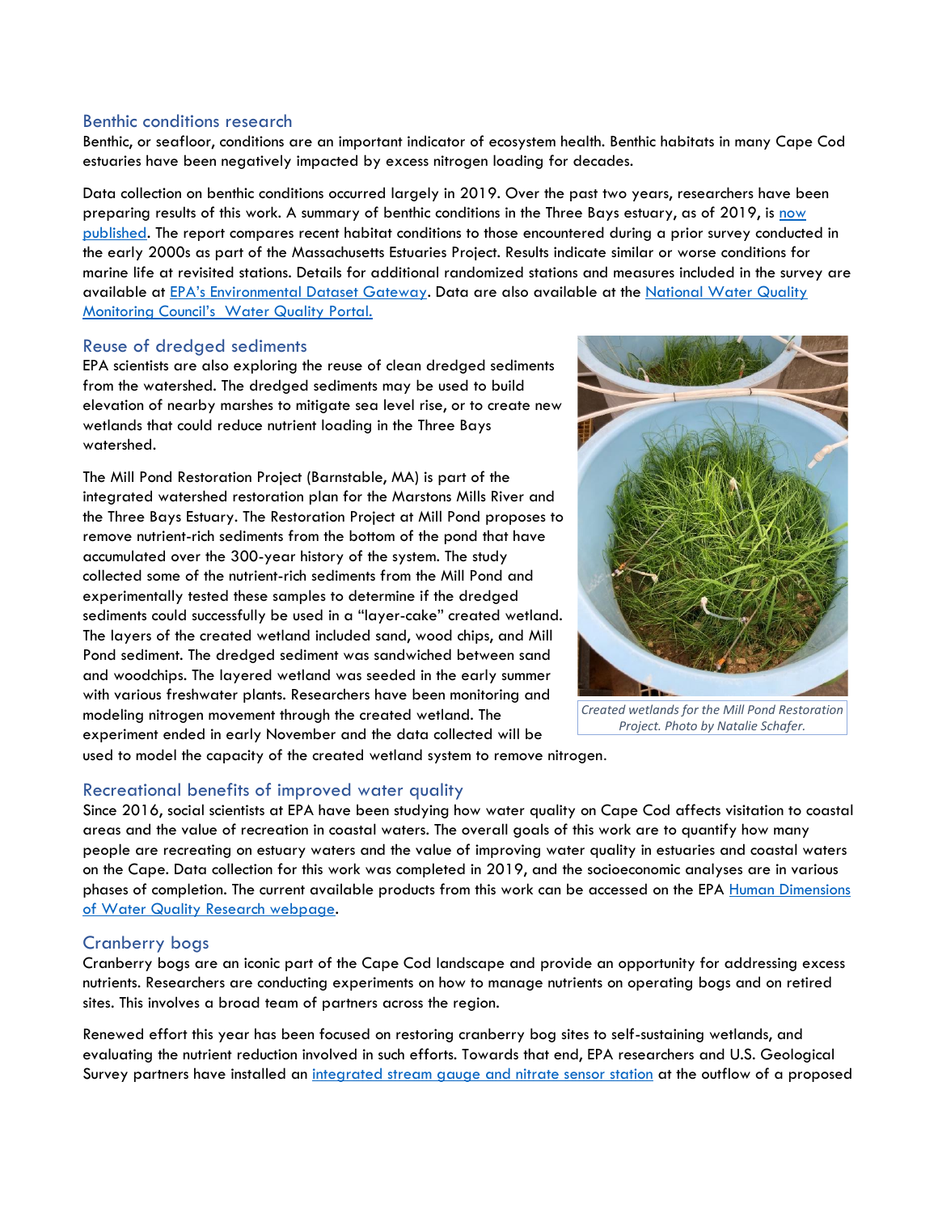## Benthic conditions research

Benthic, or seafloor, conditions are an important indicator of ecosystem health. Benthic habitats in many Cape Cod estuaries have been negatively impacted by excess nitrogen loading for decades.

Data collection on benthic conditions occurred largely in 2019. Over the past two years, researchers have been preparing results of this work. A summary of benthic conditions in the Three Bays estuary, as of 2019, is now published. The report compares recent habitat conditions to those encountered during a prior survey conducted in the early 2000s as part of the Massachusetts Estuaries Project. Results indicate similar or worse conditions for marine life at revisited stations. Details for additional randomized stations and measures included in the survey are available at EPA's Environmental Dataset Gateway. Data are also available at the National Water Quality Monitoring Council's Water Quality Portal.

## Reuse of dredged sediments

EPA scientists are also exploring the reuse of clean dredged sediments from the watershed. The dredged sediments may be used to build elevation of nearby marshes to mitigate sea level rise, or to create new wetlands that could reduce nutrient loading in the Three Bays watershed.

The Mill Pond Restoration Project (Barnstable, MA) is part of the integrated watershed restoration plan for the Marstons Mills River and the Three Bays Estuary. The Restoration Project at Mill Pond proposes to remove nutrient-rich sediments from the bottom of the pond that have accumulated over the 300-year history of the system. The study collected some of the nutrient-rich sediments from the Mill Pond and experimentally tested these samples to determine if the dredged sediments could successfully be used in a "layer-cake" created wetland. The layers of the created wetland included sand, wood chips, and Mill Pond sediment. The dredged sediment was sandwiched between sand and woodchips. The layered wetland was seeded in the early summer with various freshwater plants. Researchers have been monitoring and modeling nitrogen movement through the created wetland. The experiment ended in early November and the data collected will be used to model the capacity of the created wetland system to remove nitrogen.

*Created wetlands for the Mill Pond Restoration Project. Photo by Natalie Schafer.*

## Recreational benefits of improved water quality

Since 2016, social scientists at EPA have been studying how water quality on Cape Cod affects visitation to coastal areas and the value of recreation in coastal waters. The overall goals of this work are to quantify how many people are recreating on estuary waters and the value of improving water quality in estuaries and coastal waters on the Cape. Data collection for this work was completed in 2019, and the socioeconomic analyses are in various phases of completion. The current available products from this work can be accessed on the EPA Human Dimensions of Water Quality Research webpage.

## Cranberry bogs

Cranberry bogs are an iconic part of the Cape Cod landscape and provide an opportunity for addressing excess nutrients. Researchers are conducting experiments on how to manage nutrients on operating bogs and on retired sites. This involves a broad team of partners across the region.

Renewed effort this year has been focused on restoring cranberry bog sites to self-sustaining wetlands, and evaluating the nutrient reduction involved in such efforts. Towards that end, EPA researchers and U.S. Geological Survey partners have installed an integrated stream gauge and nitrate sensor station at the outflow of a proposed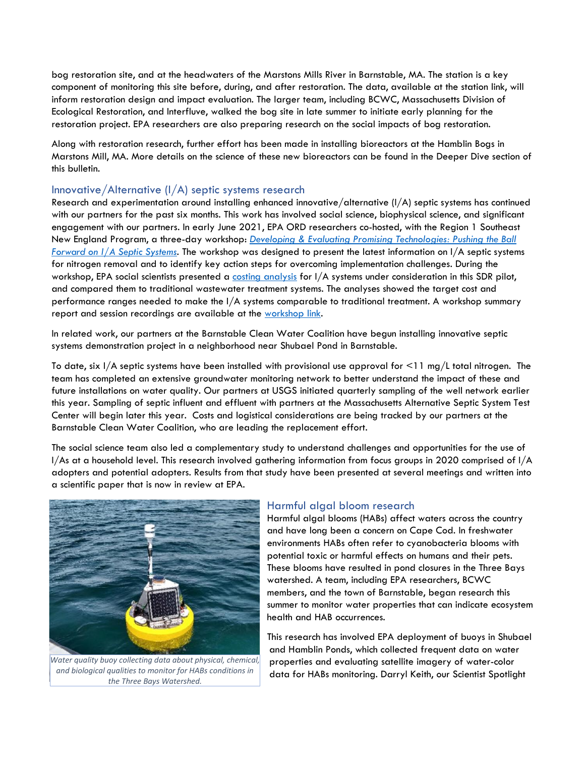bog restoration site, and at the headwaters of the Marstons Mills River in Barnstable, MA. The station is a key component of monitoring this site before, during, and after restoration. The data, available at the station link, will inform restoration design and impact evaluation. The larger team, including BCWC, Massachusetts Division of Ecological Restoration, and Interfluve, walked the bog site in late summer to initiate early planning for the restoration project. EPA researchers are also preparing research on the social impacts of bog restoration.

Along with restoration research, further effort has been made in installing bioreactors at the Hamblin Bogs in Marstons Mill, MA. More details on the science of these new bioreactors can be found in the Deeper Dive section of this bulletin.

## Innovative/Alternative (I/A) septic systems research

Research and experimentation around installing enhanced innovative/alternative (I/A) septic systems has continued with our partners for the past six months. This work has involved social science, biophysical science, and significant engagement with our partners. In early June 2021, EPA ORD researchers co-hosted, with the Region 1 Southeast New England Program, a three-day workshop: *Developing & Evaluating Promising Technologies: Pushing the Ball Forward on I/A Septic Systems*. The workshop was designed to present the latest information on I/A septic systems for nitrogen removal and to identify key action steps for overcoming implementation challenges. During the workshop, EPA social scientists presented a costing analysis for I/A systems under consideration in this SDR pilot, and compared them to traditional wastewater treatment systems. The analyses showed the target cost and performance ranges needed to make the I/A systems comparable to traditional treatment. A workshop summary report and session recordings are available at the workshop link.

In related work, our partners at the Barnstable Clean Water Coalition have begun installing innovative septic systems demonstration project in a neighborhood near Shubael Pond in Barnstable.

To date, six I/A septic systems have been installed with provisional use approval for <11 mg/L total nitrogen. The team has completed an extensive groundwater monitoring network to better understand the impact of these and future installations on water quality. Our partners at USGS initiated quarterly sampling of the well network earlier this year. Sampling of septic influent and effluent with partners at the Massachusetts Alternative Septic System Test Center will begin later this year. Costs and logistical considerations are being tracked by our partners at the Barnstable Clean Water Coalition, who are leading the replacement effort.

The social science team also led a complementary study to understand challenges and opportunities for the use of I/As at a household level. This research involved gathering information from focus groups in 2020 comprised of I/A adopters and potential adopters. Results from that study have been presented at several meetings and written into a scientific paper that is now in review at EPA.

*Water quality buoy collecting data about physical, chemical, and biological qualities to monitor for HABs conditions in the Three Bays Watershed.*

## Harmful algal bloom research

Harmful algal blooms (HABs) affect waters across the country and have long been a concern on Cape Cod. In freshwater environments HABs often refer to cyanobacteria blooms with potential toxic or harmful effects on humans and their pets. These blooms have resulted in pond closures in the Three Bays watershed. A team, including EPA researchers, BCWC members, and the town of Barnstable, began research this summer to monitor water properties that can indicate ecosystem health and HAB occurrences.

This research has involved EPA deployment of buoys in Shubael and Hamblin Ponds, which collected frequent data on water properties and evaluating satellite imagery of water-color data for HABs monitoring. Darryl Keith, our Scientist Spotlight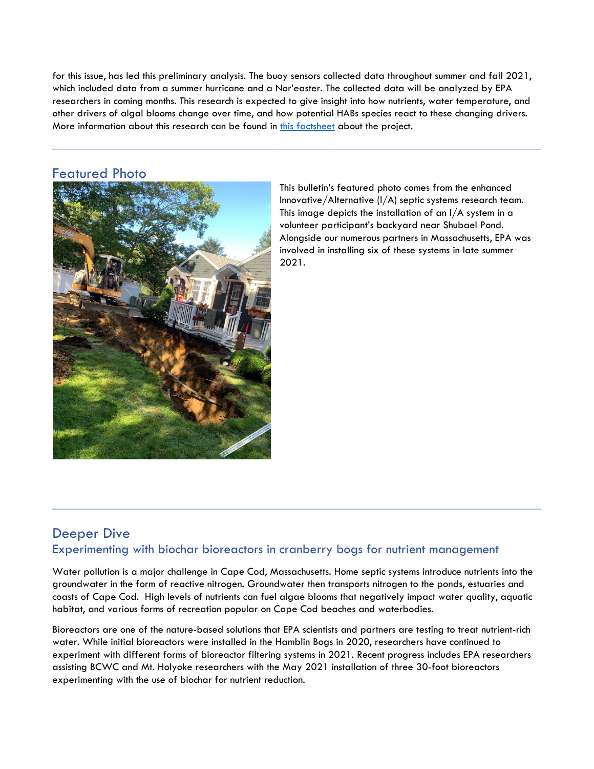for this issue, has led this preliminary analysis. The buoy sensors collected data throughout summer and fall 2021, which included data from a summer hurricane and a Nor'easter. The collected data will be analyzed by EPA researchers in coming months. This research is expected to give insight into how nutrients, water temperature, and other drivers of algal blooms change over time, and how potential HABs species react to these changing drivers. More information about this research can be found in this factsheet about the project.

## Featured Photo

This bulletin's featured photo comes from the enhanced Innovative/Alternative (I/A) septic systems research team. This image depicts the installation of an I/A system in a volunteer participant's backyard near Shubael Pond. Alongside our numerous partners in Massachusetts, EPA was involved in installing six of these systems in late summer 2021.

## Deeper Dive

### Experimenting with biochar bioreactors in cranberry bogs for nutrient management

Water pollution is a major challenge in Cape Cod, Massachusetts. Home septic systems introduce nutrients into the groundwater in the form of reactive nitrogen. Groundwater then transports nitrogen to the ponds, estuaries and coasts of Cape Cod. High levels of nutrients can fuel algae blooms that negatively impact water quality, aquatic habitat, and various forms of recreation popular on Cape Cod beaches and waterbodies.

Bioreactors are one of the nature-based solutions that EPA scientists and partners are testing to treat nutrient-rich water. While initial bioreactors were installed in the Hamblin Bogs in 2020, researchers have continued to experiment with different forms of bioreactor filtering systems in 2021. Recent progress includes EPA researchers assisting BCWC and Mt. Holyoke researchers with the May 2021 installation of three 30-foot bioreactors experimenting with the use of biochar for nutrient reduction.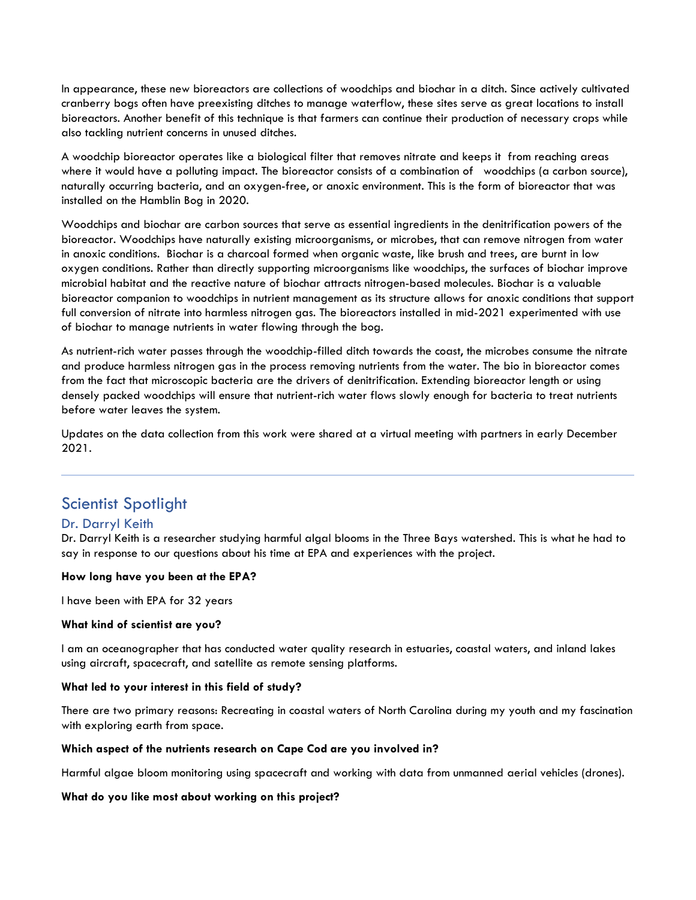In appearance, these new bioreactors are collections of woodchips and biochar in a ditch. Since actively cultivated cranberry bogs often have preexisting ditches to manage waterflow, these sites serve as great locations to install bioreactors. Another benefit of this technique is that farmers can continue their production of necessary crops while also tackling nutrient concerns in unused ditches.

A woodchip bioreactor operates like a biological filter that removes nitrate and keeps it from reaching areas where it would have a polluting impact. The bioreactor consists of a combination of woodchips (a carbon source), naturally occurring bacteria, and an oxygen-free, or anoxic environment. This is the form of bioreactor that was installed on the Hamblin Bog in 2020.

Woodchips and biochar are carbon sources that serve as essential ingredients in the denitrification powers of the bioreactor. Woodchips have naturally existing microorganisms, or microbes, that can remove nitrogen from water in anoxic conditions. Biochar is a charcoal formed when organic waste, like brush and trees, are burnt in low oxygen conditions. Rather than directly supporting microorganisms like woodchips, the surfaces of biochar improve microbial habitat and the reactive nature of biochar attracts nitrogen-based molecules. Biochar is a valuable bioreactor companion to woodchips in nutrient management as its structure allows for anoxic conditions that support full conversion of nitrate into harmless nitrogen gas. The bioreactors installed in mid-2021 experimented with use of biochar to manage nutrients in water flowing through the bog.

As nutrient-rich water passes through the woodchip-filled ditch towards the coast, the microbes consume the nitrate and produce harmless nitrogen gas in the process removing nutrients from the water. The bio in bioreactor comes from the fact that microscopic bacteria are the drivers of denitrification. Extending bioreactor length or using densely packed woodchips will ensure that nutrient-rich water flows slowly enough for bacteria to treat nutrients before water leaves the system.

Updates on the data collection from this work were shared at a virtual meeting with partners in early December 2021.

---

## Scientist Spotlight

### Dr. Darryl Keith

Dr. Darryl Keith is a researcher studying harmful algal blooms in the Three Bays watershed. This is what he had to say in response to our questions about his time at EPA and experiences with the project.

**How long have you been at the EPA?**

I have been with EPA for 32 years

**What kind of scientist are you?**

I am an oceanographer that has conducted water quality research in estuaries, coastal waters, and inland lakes using aircraft, spacecraft, and satellite as remote sensing platforms.

**What led to your interest in this field of study?**

There are two primary reasons: Recreating in coastal waters of North Carolina during my youth and my fascination with exploring earth from space.

**Which aspect of the nutrients research on Cape Cod are you involved in?**

Harmful algae bloom monitoring using spacecraft and working with data from unmanned aerial vehicles (drones).

**What do you like most about working on this project?**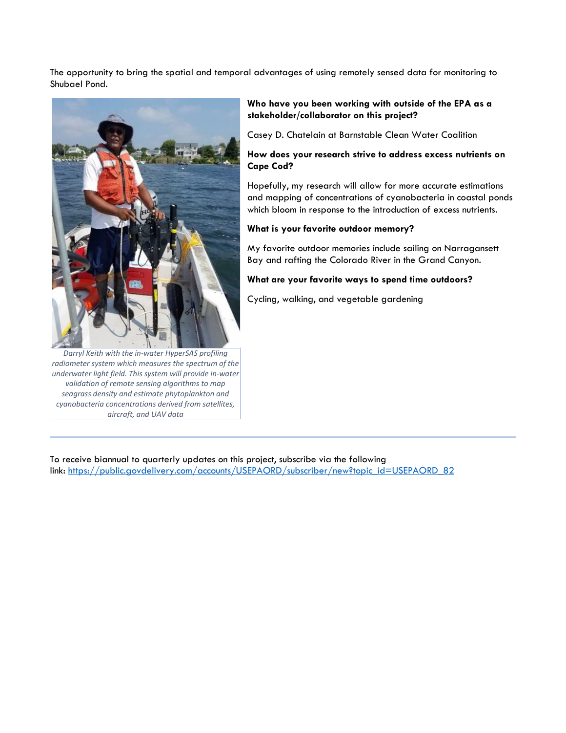The opportunity to bring the spatial and temporal advantages of using remotely sensed data for monitoring to Shubael Pond.

*Darryl Keith with the in-water HyperSAS profiling radiometer system which measures the spectrum of the underwater light field. This system will provide in-water validation of remote sensing algorithms to map seagrass density and estimate phytoplankton and cyanobacteria concentrations derived from satellites, aircraft, and UAV data*

**Who have you been working with outside of the EPA as a stakeholder/collaborator on this project?**

Casey D. Chatelain at Barnstable Clean Water Coalition

**How does your research strive to address excess nutrients on Cape Cod?**

Hopefully, my research will allow for more accurate estimations and mapping of concentrations of cyanobacteria in coastal ponds which bloom in response to the introduction of excess nutrients.

**What is your favorite outdoor memory?**

My favorite outdoor memories include sailing on Narragansett Bay and rafting the Colorado River in the Grand Canyon.

**What are your favorite ways to spend time outdoors?**

Cycling, walking, and vegetable gardening

---

To receive biannual to quarterly updates on this project, subscribe via the following link: [https://public.govdelivery.com/accounts/USEPAORD/subscriber/new?topic_id=USEPAORD_82](https://public.govdelivery.com/accounts/USEPAORD/subscriber/new?topic_id=USEPAORD_82)